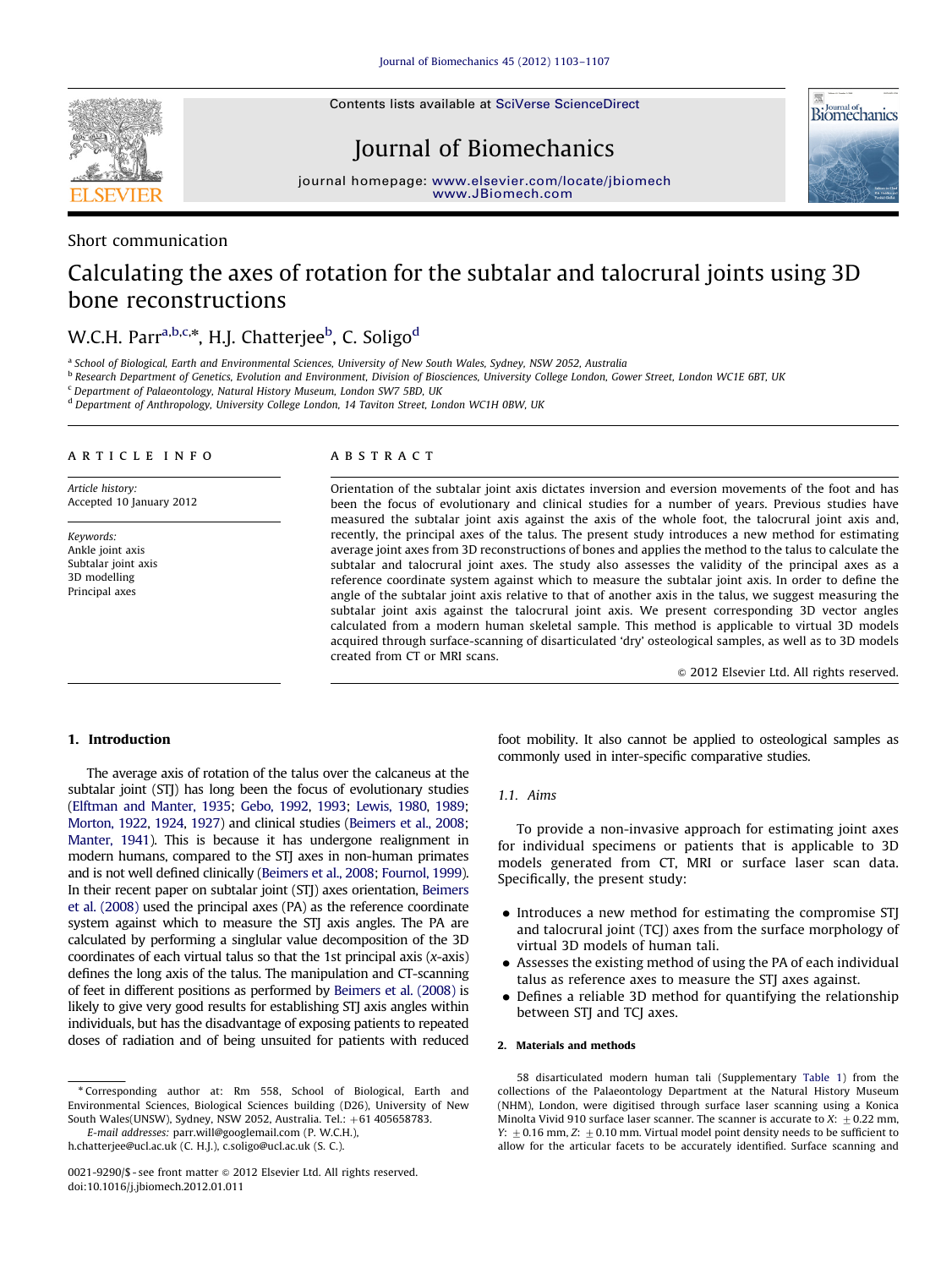Short communication

# Calculating the axes of rotation for the subtalar and talocrural joints using 3D bone reconstructions

W.C.H. Parr[a,b,c,*], H.J. Chatterjee[b], C. Soligo[d]

[a] School of Biological, Earth and Environmental Sciences, University of New South Wales, Sydney, NSW 2052, Australia
[b] Research Department of Genetics, Evolution and Environment, Division of Biosciences, University College London, Gower Street, London WC1E 6BT, UK
[c] Department of Palaeontology, Natural History Museum, London SW7 5BD, UK
[d] Department of Anthropology, University College London, 14 Taviton Street, London WC1H 0BW, UK

**ARTICLE INFO**

*Article history:*
Accepted 10 January 2012

*Keywords:*
Ankle joint axis
Subtalar joint axis
3D modelling
Principal axes

**ABSTRACT**

Orientation of the subtalar joint axis dictates inversion and eversion movements of the foot and has been the focus of evolutionary and clinical studies for a number of years. Previous studies have measured the subtalar joint axis against the axis of the whole foot, the talocrural joint axis and, recently, the principal axes of the talus. The present study introduces a new method for estimating average joint axes from 3D reconstructions of bones and applies the method to the talus to calculate the subtalar and talocrural joint axes. The study also assesses the validity of the principal axes as a reference coordinate system against which to measure the subtalar joint axis. In order to define the angle of the subtalar joint axis relative to that of another axis in the talus, we suggest measuring the subtalar joint axis against the talocrural joint axis. We present corresponding 3D vector angles calculated from a modern human skeletal sample. This method is applicable to virtual 3D models acquired through surface-scanning of disarticulated 'dry' osteological samples, as well as to 3D models created from CT or MRI scans.

© 2012 Elsevier Ltd. All rights reserved.

## 1. Introduction

The average axis of rotation of the talus over the calcaneus at the subtalar joint (STJ) has long been the focus of evolutionary studies (Elftman and Manter, 1935; Gebo, 1992, 1993; Lewis, 1980, 1989; Morton, 1922, 1924, 1927) and clinical studies (Beimers et al., 2008; Manter, 1941). This is because it has undergone realignment in modern humans, compared to the STJ axes in non-human primates and is not well defined clinically (Beimers et al., 2008; Fournol, 1999). In their recent paper on subtalar joint (STJ) axes orientation, Beimers et al. (2008) used the principal axes (PA) as the reference coordinate system against which to measure the STJ axis angles. The PA are calculated by performing a singlular value decomposition of the 3D coordinates of each virtual talus so that the 1st principal axis (x-axis) defines the long axis of the talus. The manipulation and CT-scanning of feet in different positions as performed by Beimers et al. (2008) is likely to give very good results for establishing STJ axis angles within individuals, but has the disadvantage of exposing patients to repeated doses of radiation and of being unsuited for patients with reduced foot mobility. It also cannot be applied to osteological samples as commonly used in inter-specific comparative studies.

### 1.1. Aims

To provide a non-invasive approach for estimating joint axes for individual specimens or patients that is applicable to 3D models generated from CT, MRI or surface laser scan data. Specifically, the present study:

- Introduces a new method for estimating the compromise STJ and talocrural joint (TCJ) axes from the surface morphology of virtual 3D models of human tali.
- Assesses the existing method of using the PA of each individual talus as reference axes to measure the STJ axes against.
- Defines a reliable 3D method for quantifying the relationship between STJ and TCJ axes.

## 2. Materials and methods

58 disarticulated modern human tali (Supplementary Table 1) from the collections of the Palaeontology Department at the Natural History Museum (NHM), London, were digitised through surface laser scanning using a Konica Minolta Vivid 910 surface laser scanner. The scanner is accurate to X: ±0.22 mm, Y: ±0.16 mm, Z: ±0.10 mm. Virtual model point density needs to be sufficient to allow for the articular facets to be accurately identified. Surface scanning and

\* Corresponding author at: Rm 558, School of Biological, Earth and Environmental Sciences, Biological Sciences building (D26), University of New South Wales(UNSW), Sydney, NSW 2052, Australia. Tel.: +61 405658783.
E-mail addresses: parr.will@googlemail.com (P. W.C.H.), h.chatterjee@ucl.ac.uk (C. H.J.), c.soligo@ucl.ac.uk (S. C.).

0021-9290/$ - see front matter © 2012 Elsevier Ltd. All rights reserved.
doi:10.1016/j.jbiomech.2012.01.011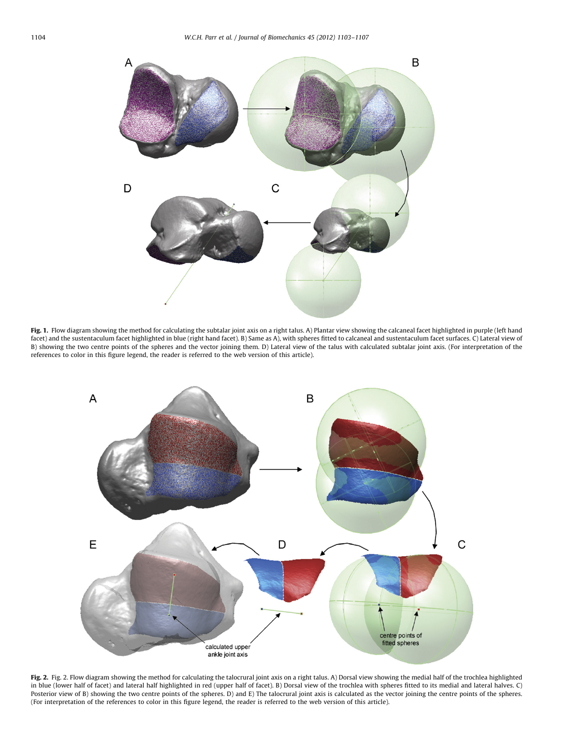**Fig. 1.** Flow diagram showing the method for calculating the subtalar joint axis on a right talus. A) Plantar view showing the calcaneal facet highlighted in purple (left hand facet) and the sustentaculum facet highlighted in blue (right hand facet). B) Same as A), with spheres fitted to calcaneal and sustentaculum facet surfaces. C) Lateral view of B) showing the two centre points of the spheres and the vector joining them. D) Lateral view of the talus with calculated subtalar joint axis. (For interpretation of the references to color in this figure legend, the reader is referred to the web version of this article).

**Fig. 2.** Fig. 2. Flow diagram showing the method for calculating the talocrural joint axis on a right talus. A) Dorsal view showing the medial half of the trochlea highlighted in blue (lower half of facet) and lateral half highlighted in red (upper half of facet). B) Dorsal view of the trochlea with spheres fitted to its medial and lateral halves. C) Posterior view of B) showing the two centre points of the spheres. D) and E) The talocrural joint axis is calculated as the vector joining the centre points of the spheres. (For interpretation of the references to color in this figure legend, the reader is referred to the web version of this article).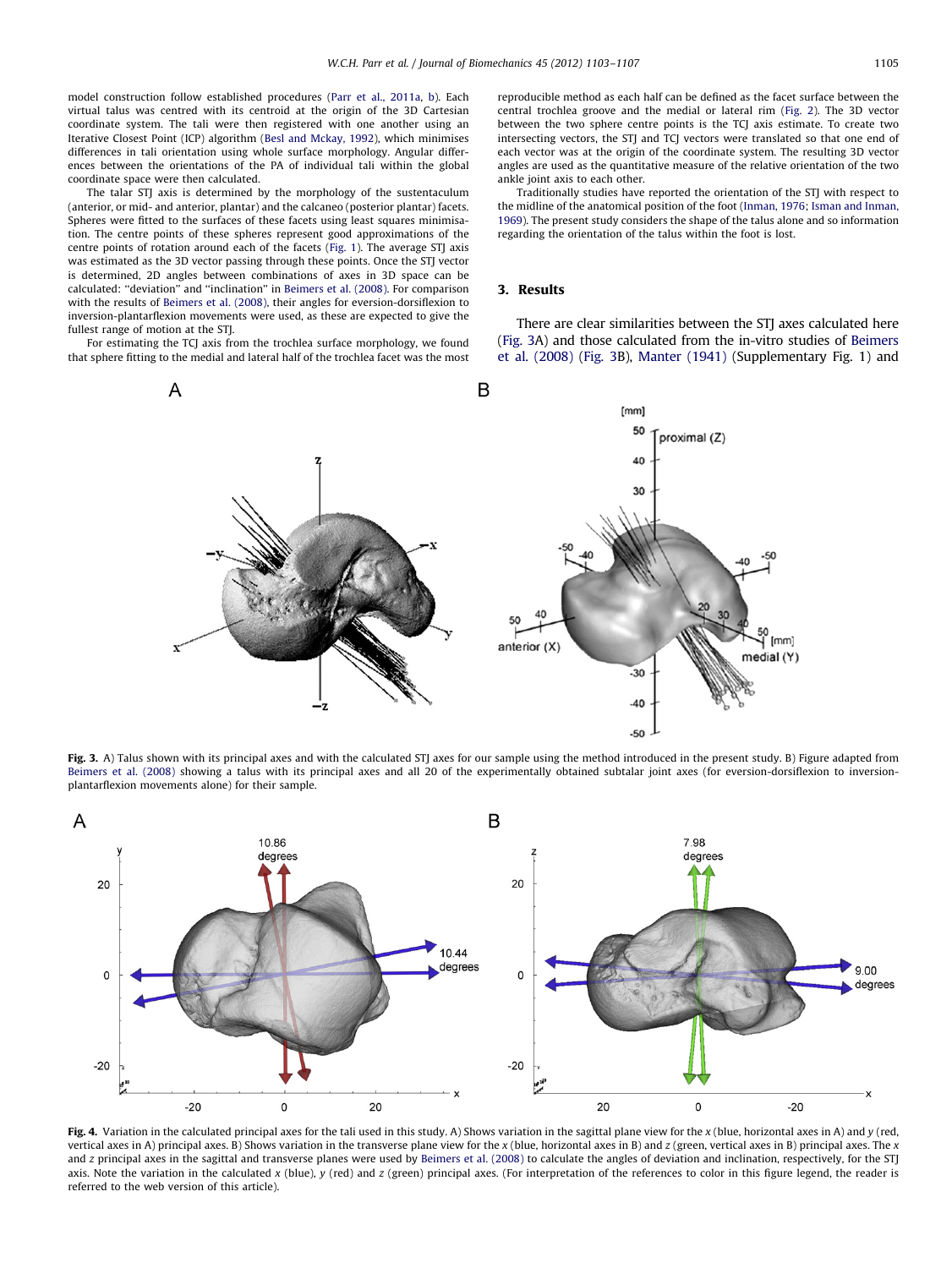model construction follow established procedures (Parr et al., 2011a, b). Each virtual talus was centred with its centroid at the origin of the 3D Cartesian coordinate system. The tali were then registered with one another using an Iterative Closest Point (ICP) algorithm (Besl and Mckay, 1992), which minimises differences in tali orientation using whole surface morphology. Angular differences between the orientations of the PA of individual tali within the global coordinate space were then calculated.

The talar STJ axis is determined by the morphology of the sustentaculum (anterior, or mid- and anterior, plantar) and the calcaneo (posterior plantar) facets. Spheres were fitted to the surfaces of these facets using least squares minimisation. The centre points of these spheres represent good approximations of the centre points of rotation around each of the facets (Fig. 1). The average STJ axis was estimated as the 3D vector passing through these points. Once the STJ vector is determined, 2D angles between combinations of axes in 3D space can be calculated: "deviation" and "inclination" in Beimers et al. (2008). For comparison with the results of Beimers et al. (2008), their angles for eversion-dorsiflexion to inversion-plantarflexion movements were used, as these are expected to give the fullest range of motion at the STJ.

For estimating the TCJ axis from the trochlea surface morphology, we found that sphere fitting to the medial and lateral half of the trochlea facet was the most reproducible method as each half can be defined as the facet surface between the central trochlea groove and the medial or lateral rim (Fig. 2). The 3D vector between the two sphere centre points is the TCJ axis estimate. To create two intersecting vectors, the STJ and TCJ vectors were translated so that one end of each vector was at the origin of the coordinate system. The resulting 3D vector angles are used as the quantitative measure of the relative orientation of the two ankle joint axis to each other.

Traditionally studies have reported the orientation of the STJ with respect to the midline of the anatomical position of the foot (Inman, 1976; Isman and Inman, 1969). The present study considers the shape of the talus alone and so information regarding the orientation of the talus within the foot is lost.

## 3. Results

There are clear similarities between the STJ axes calculated here (Fig. 3A) and those calculated from the in-vitro studies of Beimers et al. (2008) (Fig. 3B), Manter (1941) (Supplementary Fig. 1) and

**Fig. 3.** A) Talus shown with its principal axes and with the calculated STJ axes for our sample using the method introduced in the present study. B) Figure adapted from Beimers et al. (2008) showing a talus with its principal axes and all 20 of the experimentally obtained subtalar joint axes (for eversion-dorsiflexion to inversion-plantarflexion movements alone) for their sample.

**Fig. 4.** Variation in the calculated principal axes for the tali used in this study. A) Shows variation in the sagittal plane view for the $x$ (blue, horizontal axes in A) and $y$ (red, vertical axes in A) principal axes. B) Shows variation in the transverse plane view for the $x$ (blue, horizontal axes in B) and $z$ (green, vertical axes in B) principal axes. The $x$ and $z$ principal axes in the sagittal and transverse planes were used by Beimers et al. (2008) to calculate the angles of deviation and inclination, respectively, for the STJ axis. Note the variation in the calculated $x$ (blue), $y$ (red) and $z$ (green) principal axes. (For interpretation of the references to color in this figure legend, the reader is referred to the web version of this article).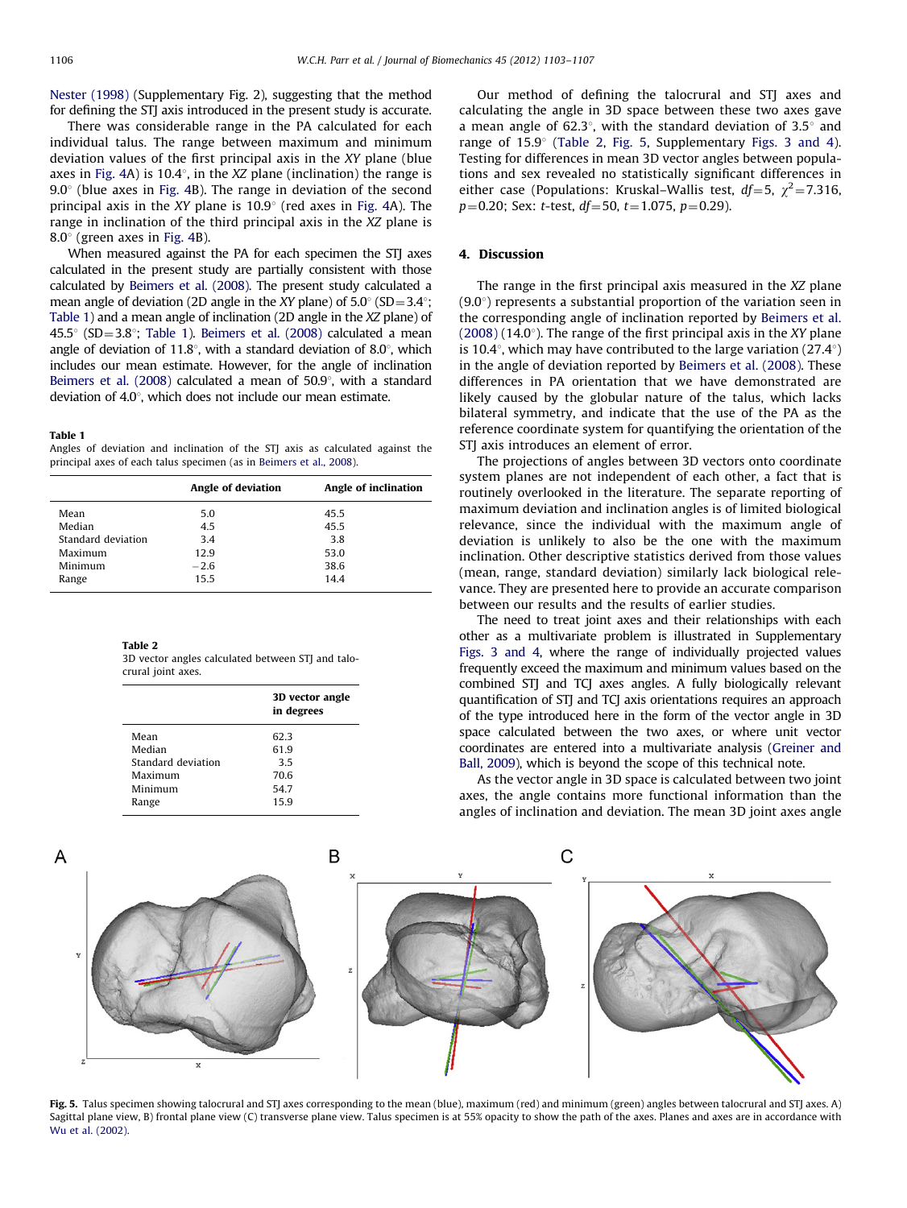Nester (1998) (Supplementary Fig. 2), suggesting that the method for defining the STJ axis introduced in the present study is accurate.

There was considerable range in the PA calculated for each individual talus. The range between maximum and minimum deviation values of the first principal axis in the XY plane (blue axes in Fig. 4A) is 10.4°, in the XZ plane (inclination) the range is 9.0° (blue axes in Fig. 4B). The range in deviation of the second principal axis in the XY plane is 10.9° (red axes in Fig. 4A). The range in inclination of the third principal axis in the XZ plane is 8.0° (green axes in Fig. 4B).

When measured against the PA for each specimen the STJ axes calculated in the present study are partially consistent with those calculated by Beimers et al. (2008). The present study calculated a mean angle of deviation (2D angle in the XY plane) of 5.0° (SD=3.4°; Table 1) and a mean angle of inclination (2D angle in the XZ plane) of 45.5° (SD=3.8°; Table 1). Beimers et al. (2008) calculated a mean angle of deviation of 11.8°, with a standard deviation of 8.0°, which includes our mean estimate. However, for the angle of inclination Beimers et al. (2008) calculated a mean of 50.9°, with a standard deviation of 4.0°, which does not include our mean estimate.

**Table 1**
Angles of deviation and inclination of the STJ axis as calculated against the principal axes of each talus specimen (as in Beimers et al., 2008).

| | Angle of deviation | Angle of inclination |
|---|---|---|
| Mean | 5.0 | 45.5 |
| Median | 4.5 | 45.5 |
| Standard deviation | 3.4 | 3.8 |
| Maximum | 12.9 | 53.0 |
| Minimum | −2.6 | 38.6 |
| Range | 15.5 | 14.4 |

**Table 2**
3D vector angles calculated between STJ and talocrural joint axes.

| | 3D vector angle in degrees |
|---|---|
| Mean | 62.3 |
| Median | 61.9 |
| Standard deviation | 3.5 |
| Maximum | 70.6 |
| Minimum | 54.7 |
| Range | 15.9 |

Our method of defining the talocrural and STJ axes and calculating the angle in 3D space between these two axes gave a mean angle of 62.3°, with the standard deviation of 3.5° and range of 15.9° (Table 2, Fig. 5, Supplementary Figs. 3 and 4). Testing for differences in mean 3D vector angles between populations and sex revealed no statistically significant differences in either case (Populations: Kruskal–Wallis test, $df=5$, $\chi^2=7.316$, $p=0.20$; Sex: $t$-test, $df=50$, $t=1.075$, $p=0.29$).

## 4. Discussion

The range in the first principal axis measured in the XZ plane (9.0°) represents a substantial proportion of the variation seen in the corresponding angle of inclination reported by Beimers et al. (2008) (14.0°). The range of the first principal axis in the XY plane is 10.4°, which may have contributed to the large variation (27.4°) in the angle of deviation reported by Beimers et al. (2008). These differences in PA orientation that we have demonstrated are likely caused by the globular nature of the talus, which lacks bilateral symmetry, and indicate that the use of the PA as the reference coordinate system for quantifying the orientation of the STJ axis introduces an element of error.

The projections of angles between 3D vectors onto coordinate system planes are not independent of each other, a fact that is routinely overlooked in the literature. The separate reporting of maximum deviation and inclination angles is of limited biological relevance, since the individual with the maximum angle of deviation is unlikely to also be the one with the maximum inclination. Other descriptive statistics derived from those values (mean, range, standard deviation) similarly lack biological relevance. They are presented here to provide an accurate comparison between our results and the results of earlier studies.

The need to treat joint axes and their relationships with each other as a multivariate problem is illustrated in Supplementary Figs. 3 and 4, where the range of individually projected values frequently exceed the maximum and minimum values based on the combined STJ and TCJ axes angles. A fully biologically relevant quantification of STJ and TCJ axis orientations requires an approach of the type introduced here in the form of the vector angle in 3D space calculated between the two axes, or where unit vector coordinates are entered into a multivariate analysis (Greiner and Ball, 2009), which is beyond the scope of this technical note.

As the vector angle in 3D space is calculated between two joint axes, the angle contains more functional information than the angles of inclination and deviation. The mean 3D joint axes angle

**Fig. 5.** Talus specimen showing talocrural and STJ axes corresponding to the mean (blue), maximum (red) and minimum (green) angles between talocrural and STJ axes. A) Sagittal plane view, B) frontal plane view (C) transverse plane view. Talus specimen is at 55% opacity to show the path of the axes. Planes and axes are in accordance with Wu et al. (2002).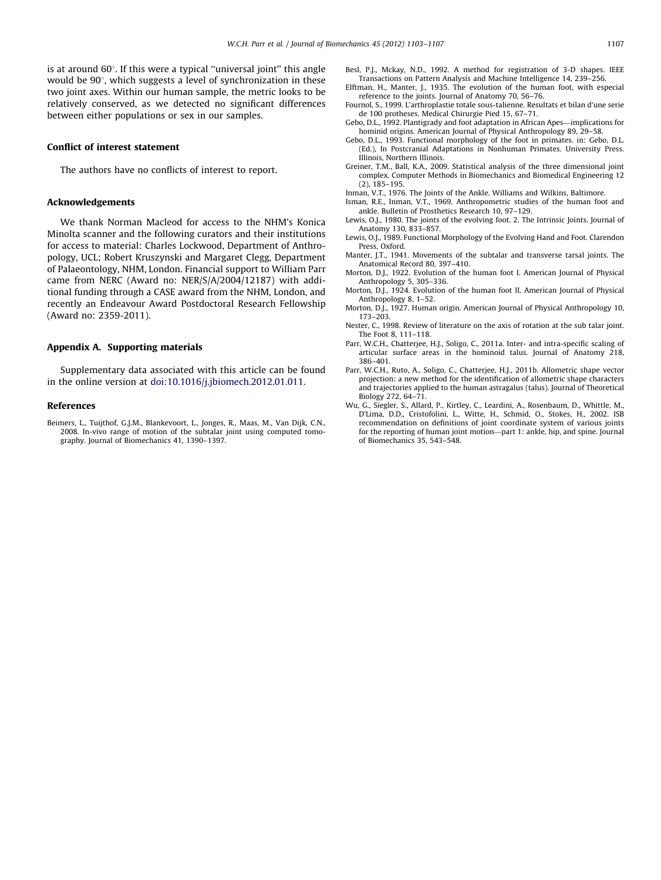is at around 60°. If this were a typical "universal joint" this angle would be 90°, which suggests a level of synchronization in these two joint axes. Within our human sample, the metric looks to be relatively conserved, as we detected no significant differences between either populations or sex in our samples.

## Conflict of interest statement

The authors have no conflicts of interest to report.

## Acknowledgements

We thank Norman Macleod for access to the NHM's Konica Minolta scanner and the following curators and their institutions for access to material: Charles Lockwood, Department of Anthropology, UCL; Robert Kruszynski and Margaret Clegg, Department of Palaeontology, NHM, London. Financial support to William Parr came from NERC (Award no: NER/S/A/2004/12187) with additional funding through a CASE award from the NHM, London, and recently an Endeavour Award Postdoctoral Research Fellowship (Award no: 2359-2011).

## Appendix A. Supporting materials

Supplementary data associated with this article can be found in the online version at doi:10.1016/j.jbiomech.2012.01.011.

## References

Beimers, L., Tuijthof, G.J.M., Blankevoort, L., Jonges, R., Maas, M., Van Dijk, C.N., 2008. In-vivo range of motion of the subtalar joint using computed tomography. Journal of Biomechanics 41, 1390–1397.

Besl, P.J., Mckay, N.D., 1992. A method for registration of 3-D shapes. IEEE Transactions on Pattern Analysis and Machine Intelligence 14, 239–256.

Elftman, H., Manter, J., 1935. The evolution of the human foot, with especial reference to the joints. Journal of Anatomy 70, 56–76.

Fournol, S., 1999. L'arthroplastie totale sous-talienne. Resultats et bilan d'une serie de 100 protheses. Medical Chirurgie Pied 15, 67–71.

Gebo, D.L., 1992. Plantigrady and foot adaptation in African Apes—implications for hominid origins. American Journal of Physical Anthropology 89, 29–58.

Gebo, D.L., 1993. Functional morphology of the foot in primates. in: Gebo, D.L. (Ed.), In Postcranial Adaptations in Nonhuman Primates. University Press. Illinois, Northern Illinois.

Greiner, T.M., Ball, K.A., 2009. Statistical analysis of the three dimensional joint complex. Computer Methods in Biomechanics and Biomedical Engineering 12 (2), 185–195.

Inman, V.T., 1976. The Joints of the Ankle. Williams and Wilkins, Baltimore.

Isman, R.E., Inman, V.T., 1969. Anthropometric studies of the human foot and ankle. Bulletin of Prosthetics Research 10, 97–129.

Lewis, O.J., 1980. The joints of the evolving foot. 2. The Intrinsic Joints. Journal of Anatomy 130, 833–857.

Lewis, O.J., 1989. Functional Morphology of the Evolving Hand and Foot. Clarendon Press, Oxford.

Manter, J.T., 1941. Movements of the subtalar and transverse tarsal joints. The Anatomical Record 80, 397–410.

Morton, D.J., 1922. Evolution of the human foot I. American Journal of Physical Anthropology 5, 305–336.

Morton, D.J., 1924. Evolution of the human foot II. American Journal of Physical Anthropology 8, 1–52.

Morton, D.J., 1927. Human origin. American Journal of Physical Anthropology 10, 173–203.

Nester, C., 1998. Review of literature on the axis of rotation at the sub talar joint. The Foot 8, 111–118.

Parr, W.C.H., Chatterjee, H.J., Soligo, C., 2011a. Inter- and intra-specific scaling of articular surface areas in the hominoid talus. Journal of Anatomy 218, 386–401.

Parr, W.C.H., Ruto, A., Soligo, C., Chatterjee, H.J., 2011b. Allometric shape vector projection: a new method for the identification of allometric shape characters and trajectories applied to the human astragalus (talus). Journal of Theoretical Biology 272, 64–71.

Wu, G., Siegler, S., Allard, P., Kirtley, C., Leardini, A., Rosenbaum, D., Whittle, M., D'Lima, D.D., Cristofolini, L., Witte, H., Schmid, O., Stokes, H., 2002. ISB recommendation on definitions of joint coordinate system of various joints for the reporting of human joint motion—part 1: ankle, hip, and spine. Journal of Biomechanics 35, 543–548.